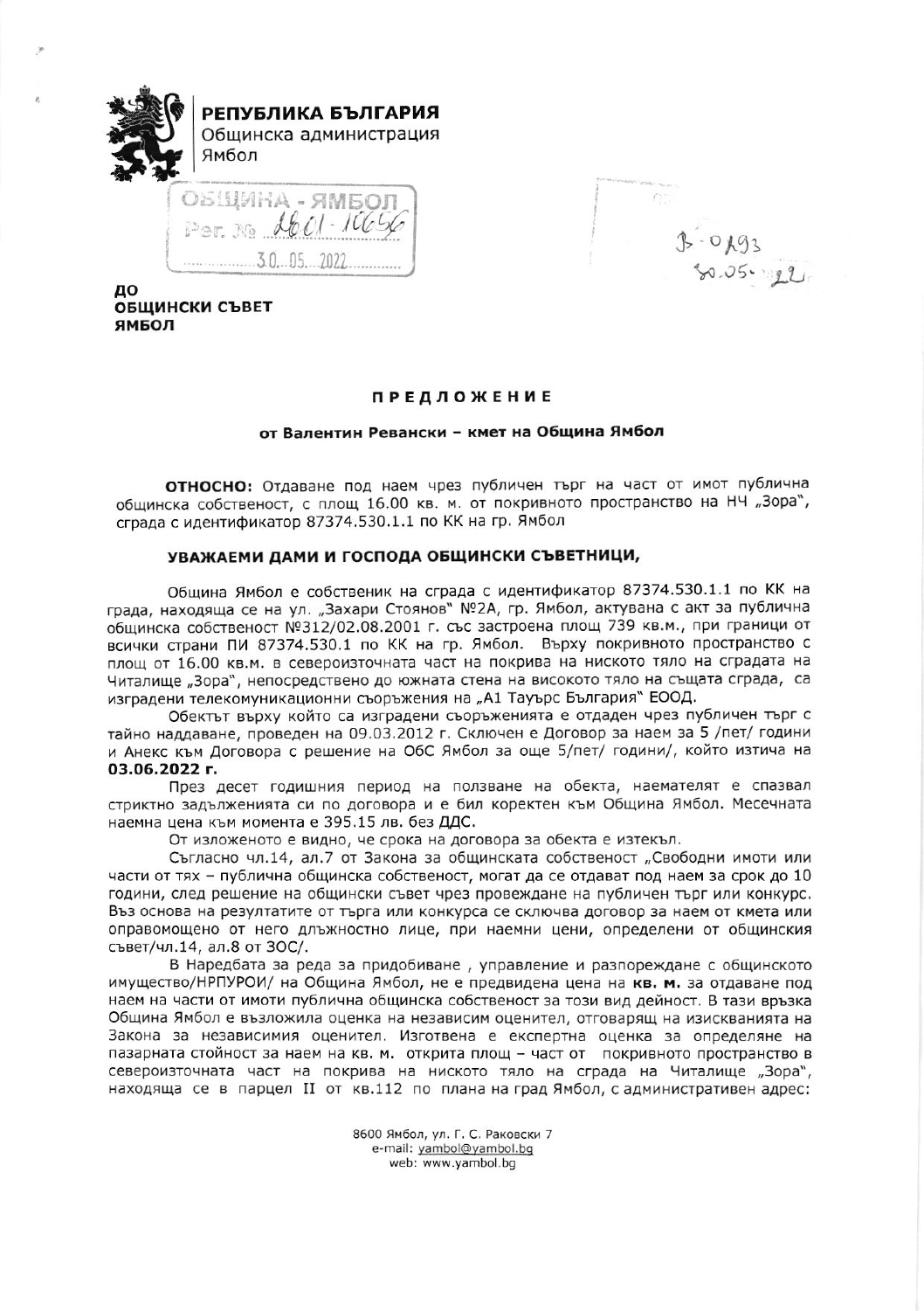**РЕПУБЛИКА БЪЛГАРИЯ**
Общинска администрация
Ямбол

ОБЩИНА - ЯМБОЛ
Рег. № 2601-10656
30.05.2022

В-0193
30.05.22

**ДО**
**ОБЩИНСКИ СЪВЕТ**
**ЯМБОЛ**

## ПРЕДЛОЖЕНИЕ

### от Валентин Ревански – кмет на Община Ямбол

**ОТНОСНО:** Отдаване под наем чрез публичен търг на част от имот публична общинска собственост, с площ 16.00 кв. м. от покривното пространство на НЧ „Зора", сграда с идентификатор 87374.530.1.1 по КК на гр. Ямбол

### УВАЖАЕМИ ДАМИ И ГОСПОДА ОБЩИНСКИ СЪВЕТНИЦИ,

Община Ямбол е собственик на сграда с идентификатор 87374.530.1.1 по КК на града, находяща се на ул. „Захари Стоянов" №2А, гр. Ямбол, актувана с акт за публична общинска собственост №312/02.08.2001 г. със застроена площ 739 кв.м., при граници от всички страни ПИ 87374.530.1 по КК на гр. Ямбол. Върху покривното пространство с площ от 16.00 кв.м. в североизточната част на покрива на ниското тяло на сградата на Читалище „Зора", непосредствено до южната стена на високото тяло на същата сграда, са изградени телекомуникационни съоръжения на „А1 Тауърс България" ЕООД.

Обектът върху който са изградени съоръженията е отдаден чрез публичен търг с тайно наддаване, проведен на 09.03.2012 г. Сключен е Договор за наем за 5 /пет/ години и Анекс към Договора с решение на ОбС Ямбол за още 5/пет/ години/, който изтича на **03.06.2022 г.**

През десет годишния период на ползване на обекта, наемателят е спазвал стриктно задълженията си по договора и е бил коректен към Община Ямбол. Месечната наемна цена към момента е 395.15 лв. без ДДС.

От изложеното е видно, че срока на договора за обекта е изтекъл.

Съгласно чл.14, ал.7 от Закона за общинската собственост „Свободни имоти или части от тях – публична общинска собственост, могат да се отдават под наем за срок до 10 години, след решение на общински съвет чрез провеждане на публичен търг или конкурс. Въз основа на резултатите от търга или конкурса се сключва договор за наем от кмета или оправомощено от него длъжностно лице, при наемни цени, определени от общинския съвет/чл.14, ал.8 от ЗОС/.

В Наредбата за реда за придобиване , управление и разпореждане с общинското имущество/НРПУРОИ/ на Община Ямбол, не е предвидена цена на **кв. м.** за отдаване под наем на части от имоти публична общинска собственост за този вид дейност. В тази връзка Община Ямбол е възложила оценка на независим оценител, отговарящ на изискванията на Закона за независимия оценител. Изготвена е експертна оценка за определяне на пазарната стойност за наем на кв. м. открита площ – част от покривното пространство в североизточната част на покрива на ниското тяло на сграда на Читалище „Зора", находяща се в парцел II от кв.112 по плана на град Ямбол, с административен адрес:

8600 Ямбол, ул. Г. С. Раковски 7
e-mail: yambol@yambol.bg
web: www.yambol.bg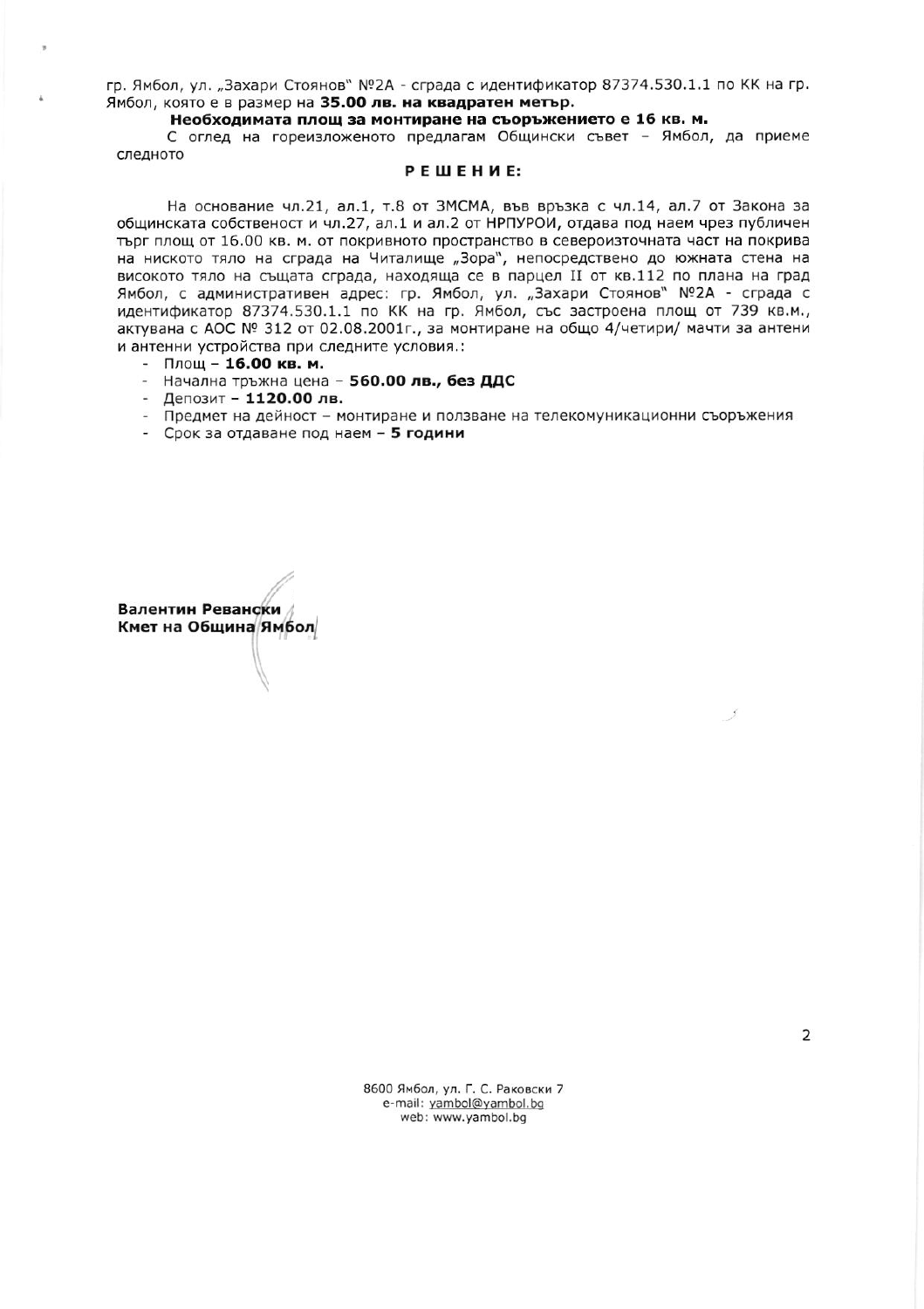гр. Ямбол, ул. „Захари Стоянов" №2А - сграда с идентификатор 87374.530.1.1 по КК на гр. Ямбол, която е в размер на **35.00 лв. на квадратен метър.**

**Необходимата площ за монтиране на съоръжението е 16 кв. м.**

С оглед на гореизложеното предлагам Общински съвет – Ямбол, да приеме следното

**Р Е Ш Е Н И Е:**

На основание чл.21, ал.1, т.8 от ЗМСМА, във връзка с чл.14, ал.7 от Закона за общинската собственост и чл.27, ал.1 и ал.2 от НРПУРОИ, отдава под наем чрез публичен търг площ от 16.00 кв. м. от покривното пространство в североизточната част на покрива на ниското тяло на сграда на Читалище „Зора", непосредствено до южната стена на високото тяло на същата сграда, находяща се в парцел II от кв.112 по плана на град Ямбол, с административен адрес: гр. Ямбол, ул. „Захари Стоянов" №2А - сграда с идентификатор 87374.530.1.1 по КК на гр. Ямбол, със застроена площ от 739 кв.м., актувана с АОС № 312 от 02.08.2001г., за монтиране на общо 4/четири/ мачти за антени и антенни устройства при следните условия.:

- Площ – **16.00 кв. м.**
- Начална тръжна цена – **560.00 лв., без ДДС**
- Депозит – **1120.00 лв.**
- Предмет на дейност – монтиране и ползване на телекомуникационни съоръжения
- Срок за отдаване под наем – **5 години**

**Валентин Ревански**
**Кмет на Община Ямбол**

8600 Ямбол, ул. Г. С. Раковски 7
e-mail: yambol@yambol.bg
web: www.yambol.bg